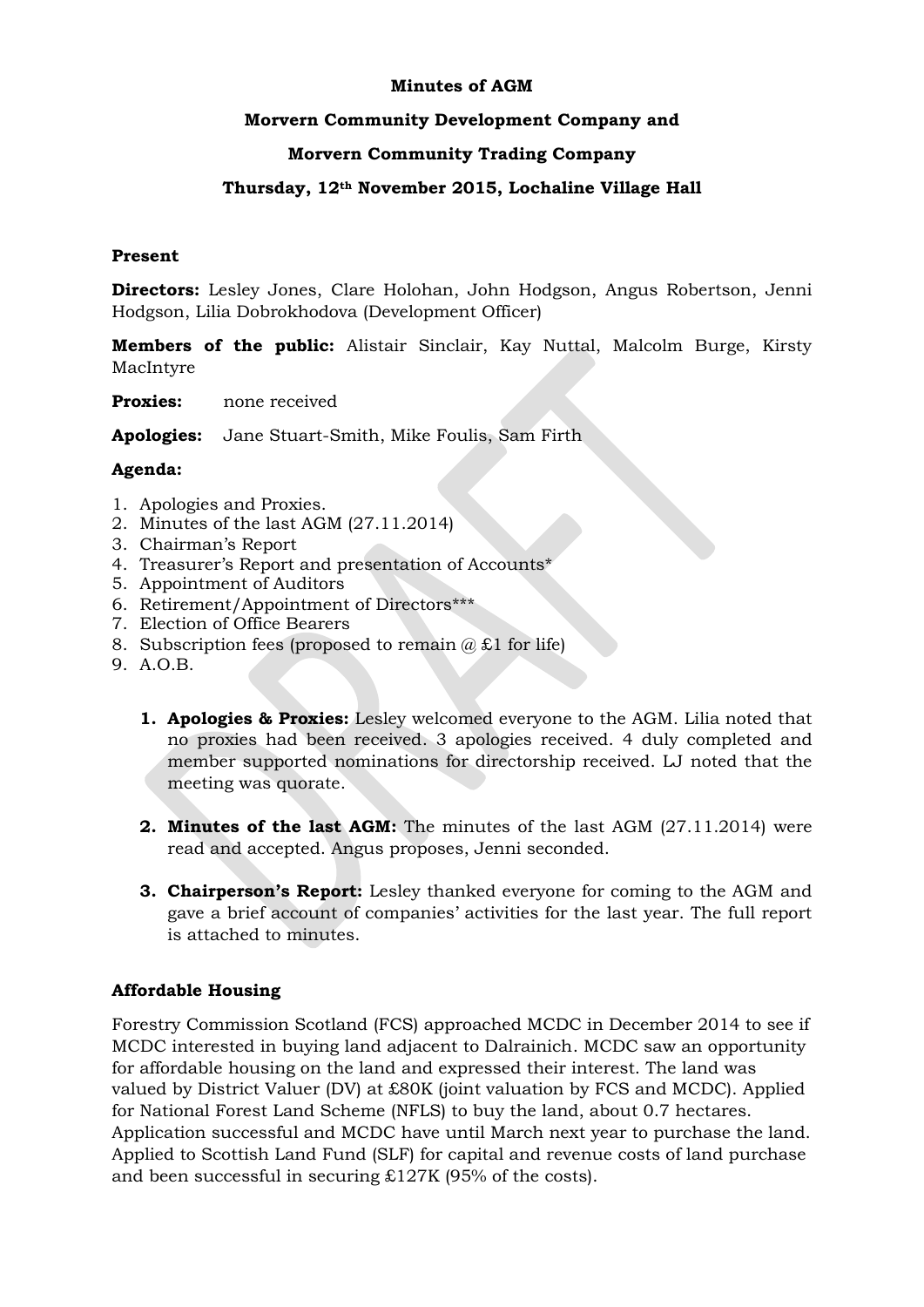**Minutes of AGM**

**Morvern Community Development Company and**

**Morvern Community Trading Company**

**Thursday, 12th November 2015, Lochaline Village Hall**

**Present**

**Directors:** Lesley Jones, Clare Holohan, John Hodgson, Angus Robertson, Jenni Hodgson, Lilia Dobrokhodova (Development Officer)

**Members of the public:** Alistair Sinclair, Kay Nuttal, Malcolm Burge, Kirsty MacIntyre

**Proxies:** none received

**Apologies:** Jane Stuart-Smith, Mike Foulis, Sam Firth

**Agenda:**

1. Apologies and Proxies.
2. Minutes of the last AGM (27.11.2014)
3. Chairman's Report
4. Treasurer's Report and presentation of Accounts*
5. Appointment of Auditors
6. Retirement/Appointment of Directors***
7. Election of Office Bearers
8. Subscription fees (proposed to remain @ £1 for life)
9. A.O.B.

1. **Apologies & Proxies:** Lesley welcomed everyone to the AGM. Lilia noted that no proxies had been received. 3 apologies received. 4 duly completed and member supported nominations for directorship received. LJ noted that the meeting was quorate.

2. **Minutes of the last AGM:** The minutes of the last AGM (27.11.2014) were read and accepted. Angus proposes, Jenni seconded.

3. **Chairperson's Report:** Lesley thanked everyone for coming to the AGM and gave a brief account of companies' activities for the last year. The full report is attached to minutes.

**Affordable Housing**

Forestry Commission Scotland (FCS) approached MCDC in December 2014 to see if MCDC interested in buying land adjacent to Dalrainich. MCDC saw an opportunity for affordable housing on the land and expressed their interest. The land was valued by District Valuer (DV) at £80K (joint valuation by FCS and MCDC). Applied for National Forest Land Scheme (NFLS) to buy the land, about 0.7 hectares. Application successful and MCDC have until March next year to purchase the land. Applied to Scottish Land Fund (SLF) for capital and revenue costs of land purchase and been successful in securing £127K (95% of the costs).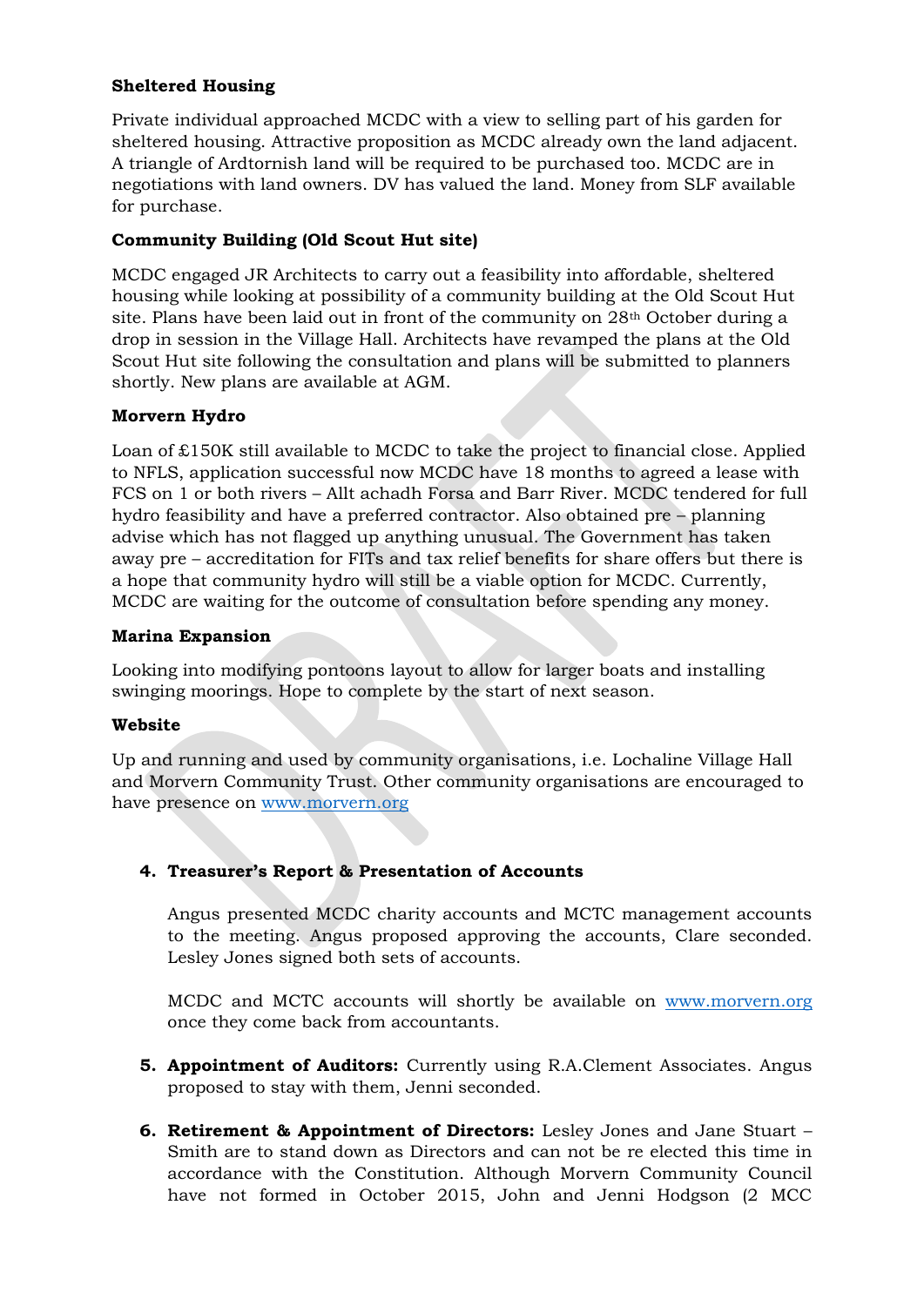**Sheltered Housing**

Private individual approached MCDC with a view to selling part of his garden for sheltered housing. Attractive proposition as MCDC already own the land adjacent. A triangle of Ardtornish land will be required to be purchased too. MCDC are in negotiations with land owners. DV has valued the land. Money from SLF available for purchase.

**Community Building (Old Scout Hut site)**

MCDC engaged JR Architects to carry out a feasibility into affordable, sheltered housing while looking at possibility of a community building at the Old Scout Hut site. Plans have been laid out in front of the community on 28th October during a drop in session in the Village Hall. Architects have revamped the plans at the Old Scout Hut site following the consultation and plans will be submitted to planners shortly. New plans are available at AGM.

**Morvern Hydro**

Loan of £150K still available to MCDC to take the project to financial close. Applied to NFLS, application successful now MCDC have 18 months to agreed a lease with FCS on 1 or both rivers – Allt achadh Forsa and Barr River. MCDC tendered for full hydro feasibility and have a preferred contractor. Also obtained pre – planning advise which has not flagged up anything unusual. The Government has taken away pre – accreditation for FITs and tax relief benefits for share offers but there is a hope that community hydro will still be a viable option for MCDC. Currently, MCDC are waiting for the outcome of consultation before spending any money.

**Marina Expansion**

Looking into modifying pontoons layout to allow for larger boats and installing swinging moorings. Hope to complete by the start of next season.

**Website**

Up and running and used by community organisations, i.e. Lochaline Village Hall and Morvern Community Trust. Other community organisations are encouraged to have presence on www.morvern.org

4. **Treasurer's Report & Presentation of Accounts**

   Angus presented MCDC charity accounts and MCTC management accounts to the meeting. Angus proposed approving the accounts, Clare seconded. Lesley Jones signed both sets of accounts.

   MCDC and MCTC accounts will shortly be available on www.morvern.org once they come back from accountants.

5. **Appointment of Auditors:** Currently using R.A.Clement Associates. Angus proposed to stay with them, Jenni seconded.

6. **Retirement & Appointment of Directors:** Lesley Jones and Jane Stuart – Smith are to stand down as Directors and can not be re elected this time in accordance with the Constitution. Although Morvern Community Council have not formed in October 2015, John and Jenni Hodgson (2 MCC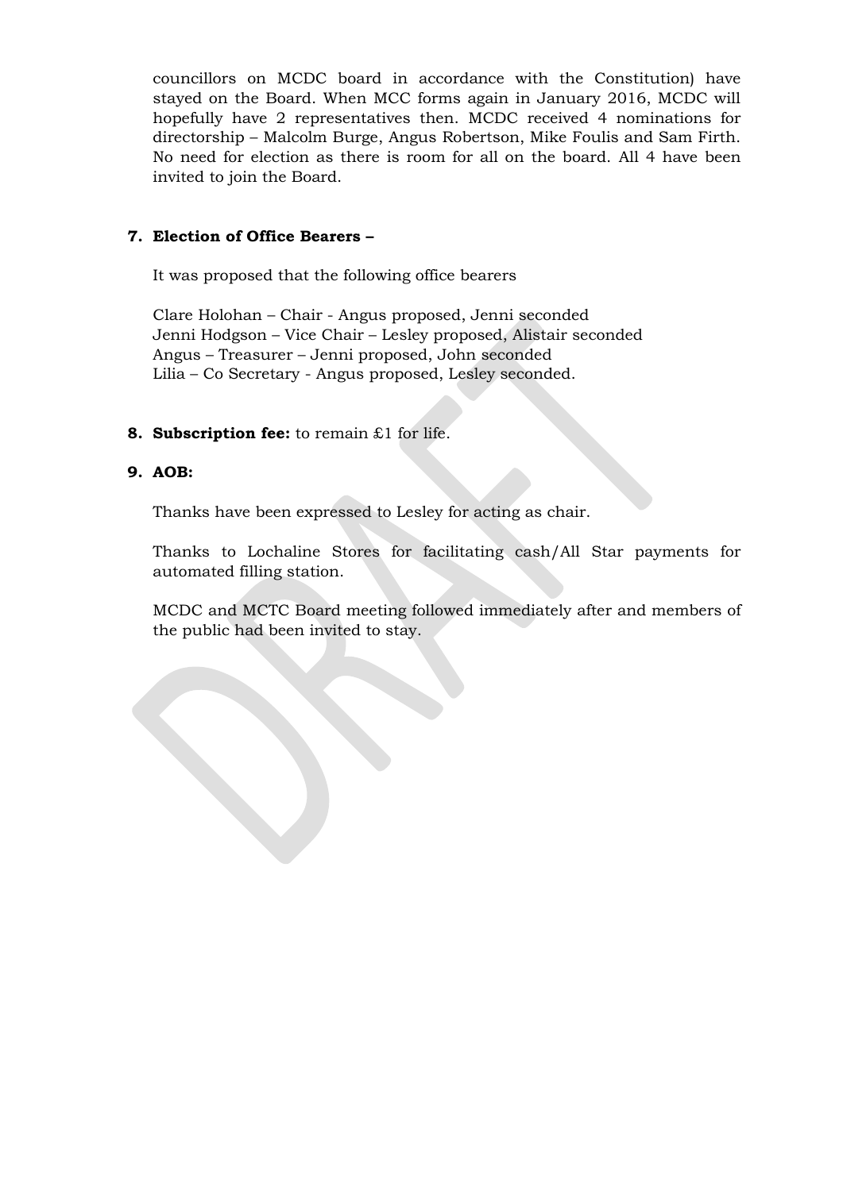councillors on MCDC board in accordance with the Constitution) have stayed on the Board. When MCC forms again in January 2016, MCDC will hopefully have 2 representatives then. MCDC received 4 nominations for directorship – Malcolm Burge, Angus Robertson, Mike Foulis and Sam Firth. No need for election as there is room for all on the board. All 4 have been invited to join the Board.

7. **Election of Office Bearers –**

   It was proposed that the following office bearers

   Clare Holohan – Chair - Angus proposed, Jenni seconded
   Jenni Hodgson – Vice Chair – Lesley proposed, Alistair seconded
   Angus – Treasurer – Jenni proposed, John seconded
   Lilia – Co Secretary - Angus proposed, Lesley seconded.

8. **Subscription fee:** to remain £1 for life.

9. **AOB:**

   Thanks have been expressed to Lesley for acting as chair.

   Thanks to Lochaline Stores for facilitating cash/All Star payments for automated filling station.

   MCDC and MCTC Board meeting followed immediately after and members of the public had been invited to stay.